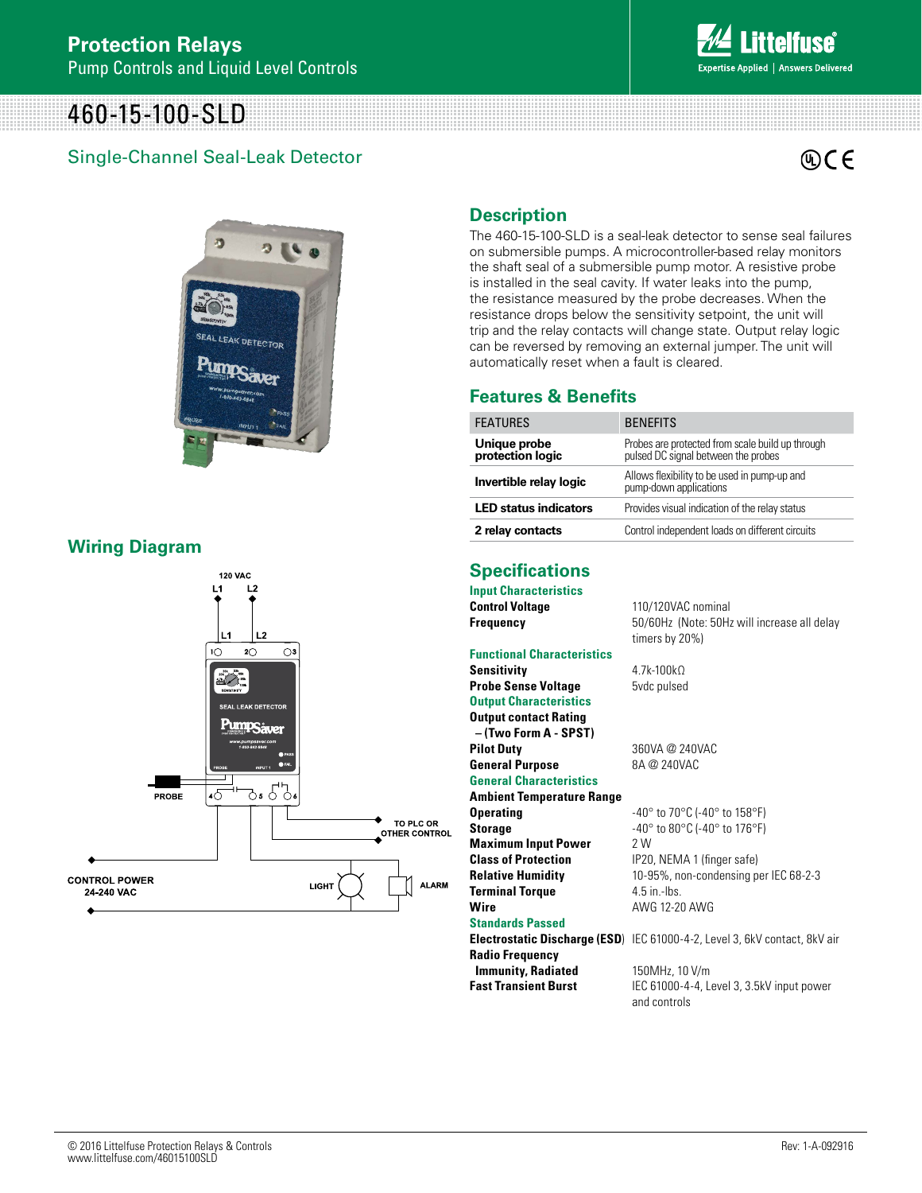# Protection Relays

Pump Controls and Liquid Level Controls

# 460-15-100-SLD

## Single-Channel Seal-Leak Detector

## Description

The 460-15-100-SLD is a seal-leak detector to sense seal failures on submersible pumps. A microcontroller-based relay monitors the shaft seal of a submersible pump motor. A resistive probe is installed in the seal cavity. If water leaks into the pump, the resistance measured by the probe decreases. When the resistance drops below the sensitivity setpoint, the unit will trip and the relay contacts will change state. Output relay logic can be reversed by removing an external jumper. The unit will automatically reset when a fault is cleared.

## Features & Benefits

| FEATURES | BENEFITS |
|---|---|
| **Unique probe protection logic** | Probes are protected from scale build up through pulsed DC signal between the probes |
| **Invertible relay logic** | Allows flexibility to be used in pump-up and pump-down applications |
| **LED status indicators** | Provides visual indication of the relay status |
| **2 relay contacts** | Control independent loads on different circuits |

## Wiring Diagram

## Specifications

**Input Characteristics**

| | |
|---|---|
| **Control Voltage** | 110/120VAC nominal |
| **Frequency** | 50/60Hz (Note: 50Hz will increase all delay timers by 20%) |

**Functional Characteristics**

| | |
|---|---|
| **Sensitivity** | 4.7k-100kΩ |
| **Probe Sense Voltage** | 5vdc pulsed |

**Output Characteristics**

| | |
|---|---|
| **Output contact Rating – (Two Form A - SPST)** | |
| **Pilot Duty** | 360VA @ 240VAC |
| **General Purpose** | 8A @ 240VAC |

**General Characteristics**

| | |
|---|---|
| **Ambient Temperature Range** | |
| **Operating** | -40° to 70°C (-40° to 158°F) |
| **Storage** | -40° to 80°C (-40° to 176°F) |
| **Maximum Input Power** | 2 W |
| **Class of Protection** | IP20, NEMA 1 (finger safe) |
| **Relative Humidity** | 10-95%, non-condensing per IEC 68-2-3 |
| **Terminal Torque** | 4.5 in.-lbs. |
| **Wire** | AWG 12-20 AWG |

**Standards Passed**

| | |
|---|---|
| **Electrostatic Discharge (ESD)** | IEC 61000-4-2, Level 3, 6kV contact, 8kV air |
| **Radio Frequency Immunity, Radiated** | 150MHz, 10 V/m |
| **Fast Transient Burst** | IEC 61000-4-4, Level 3, 3.5kV input power and controls |

© 2016 Littelfuse Protection Relays & Controls
www.littelfuse.com/46015100SLD

Rev: 1-A-092916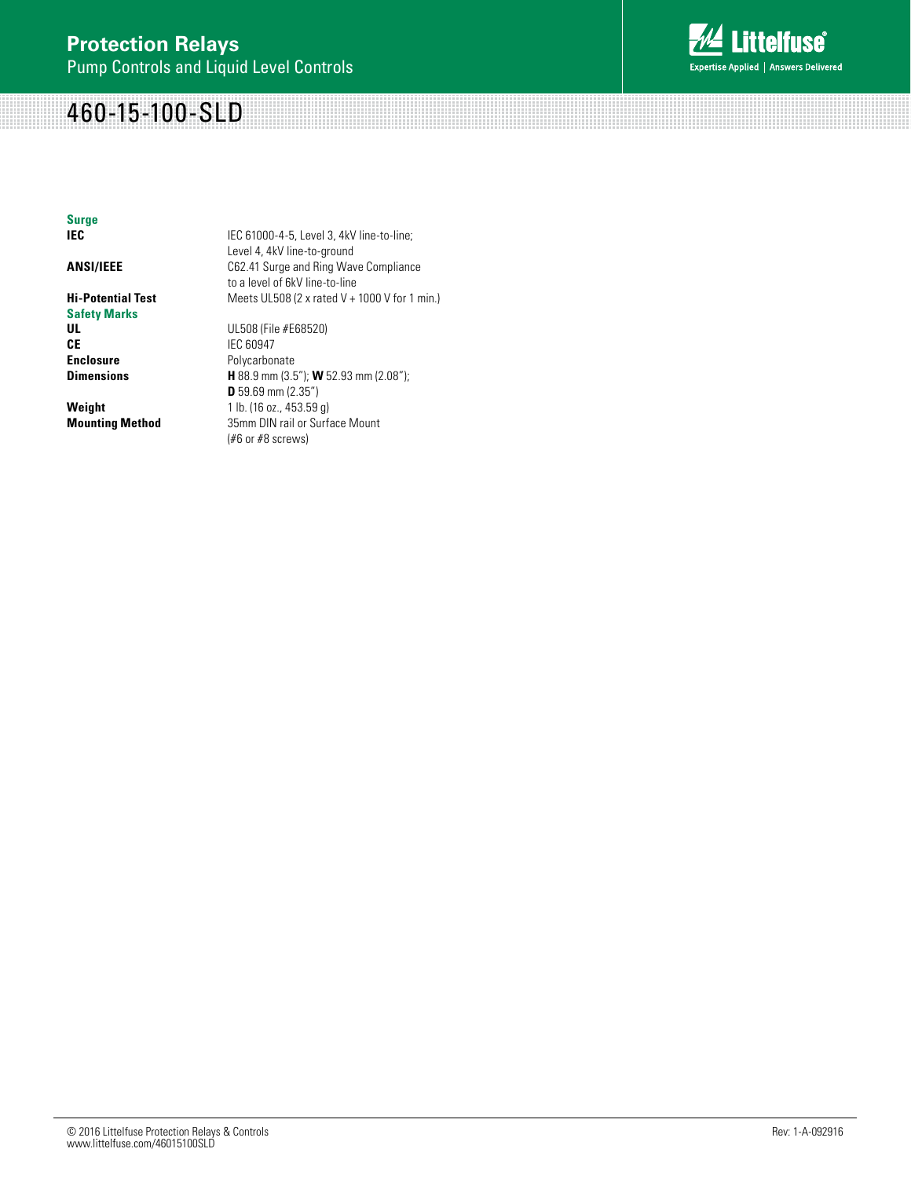# 460-15-100-SLD

| | |
|---|---|
| **Surge** | |
| **IEC** | IEC 61000-4-5, Level 3, 4kV line-to-line; Level 4, 4kV line-to-ground |
| **ANSI/IEEE** | C62.41 Surge and Ring Wave Compliance to a level of 6kV line-to-line |
| **Hi-Potential Test** | Meets UL508 (2 x rated V + 1000 V for 1 min.) |
| **Safety Marks** | |
| **UL** | UL508 (File #E68520) |
| **CE** | IEC 60947 |
| **Enclosure** | Polycarbonate |
| **Dimensions** | **H** 88.9 mm (3.5"); **W** 52.93 mm (2.08"); **D** 59.69 mm (2.35") |
| **Weight** | 1 lb. (16 oz., 453.59 g) |
| **Mounting Method** | 35mm DIN rail or Surface Mount (#6 or #8 screws) |